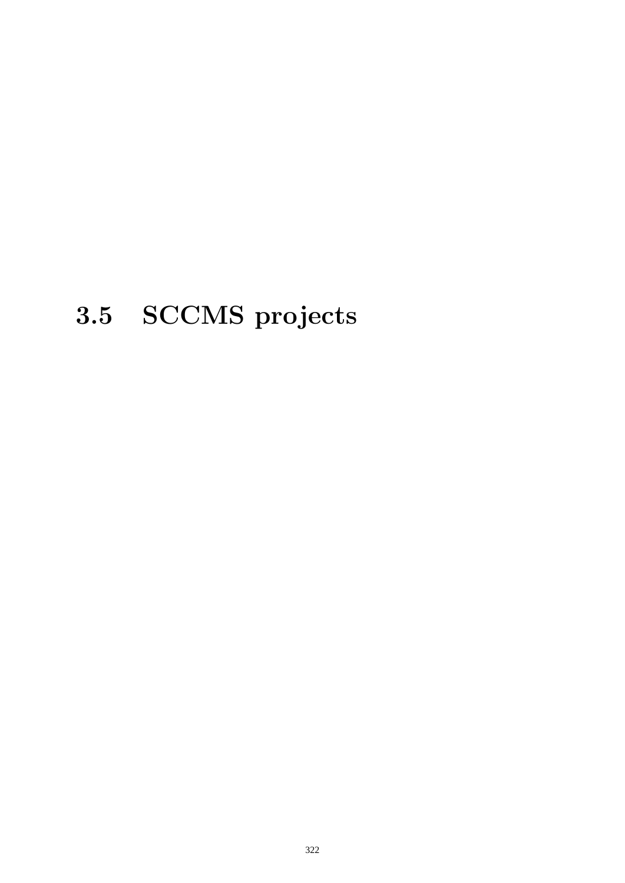## 3.5 SCCMS projects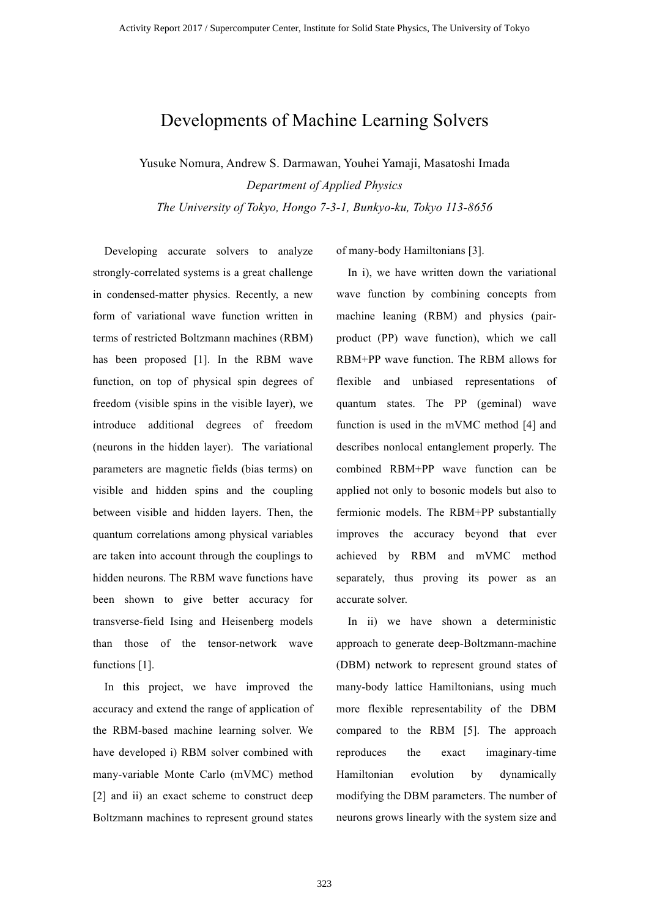# Developments of Machine Learning Solvers

Yusuke Nomura, Andrew S. Darmawan, Youhei Yamaji, Masatoshi Imada

*Department of Applied Physics*

*The University of Tokyo, Hongo 7-3-1, Bunkyo-ku, Tokyo 113-8656*

Developing accurate solvers to analyze strongly-correlated systems is a great challenge in condensed-matter physics. Recently, a new form of variational wave function written in terms of restricted Boltzmann machines (RBM) has been proposed [1]. In the RBM wave function, on top of physical spin degrees of freedom (visible spins in the visible layer), we introduce additional degrees of freedom (neurons in the hidden layer). The variational parameters are magnetic fields (bias terms) on visible and hidden spins and the coupling between visible and hidden layers. Then, the quantum correlations among physical variables are taken into account through the couplings to hidden neurons. The RBM wave functions have been shown to give better accuracy for transverse-field Ising and Heisenberg models than those of the tensor-network wave functions [1].

In this project, we have improved the accuracy and extend the range of application of the RBM-based machine learning solver. We have developed i) RBM solver combined with many-variable Monte Carlo (mVMC) method [2] and ii) an exact scheme to construct deep Boltzmann machines to represent ground states of many-body Hamiltonians [3].

In i), we have written down the variational wave function by combining concepts from machine leaning (RBM) and physics (pair-product (PP) wave function), which we call RBM+PP wave function. The RBM allows for flexible and unbiased representations of quantum states. The PP (geminal) wave function is used in the mVMC method [4] and describes nonlocal entanglement properly. The combined RBM+PP wave function can be applied not only to bosonic models but also to fermionic models. The RBM+PP substantially improves the accuracy beyond that ever achieved by RBM and mVMC method separately, thus proving its power as an accurate solver.

In ii) we have shown a deterministic approach to generate deep-Boltzmann-machine (DBM) network to represent ground states of many-body lattice Hamiltonians, using much more flexible representability of the DBM compared to the RBM [5]. The approach reproduces the exact imaginary-time Hamiltonian evolution by dynamically modifying the DBM parameters. The number of neurons grows linearly with the system size and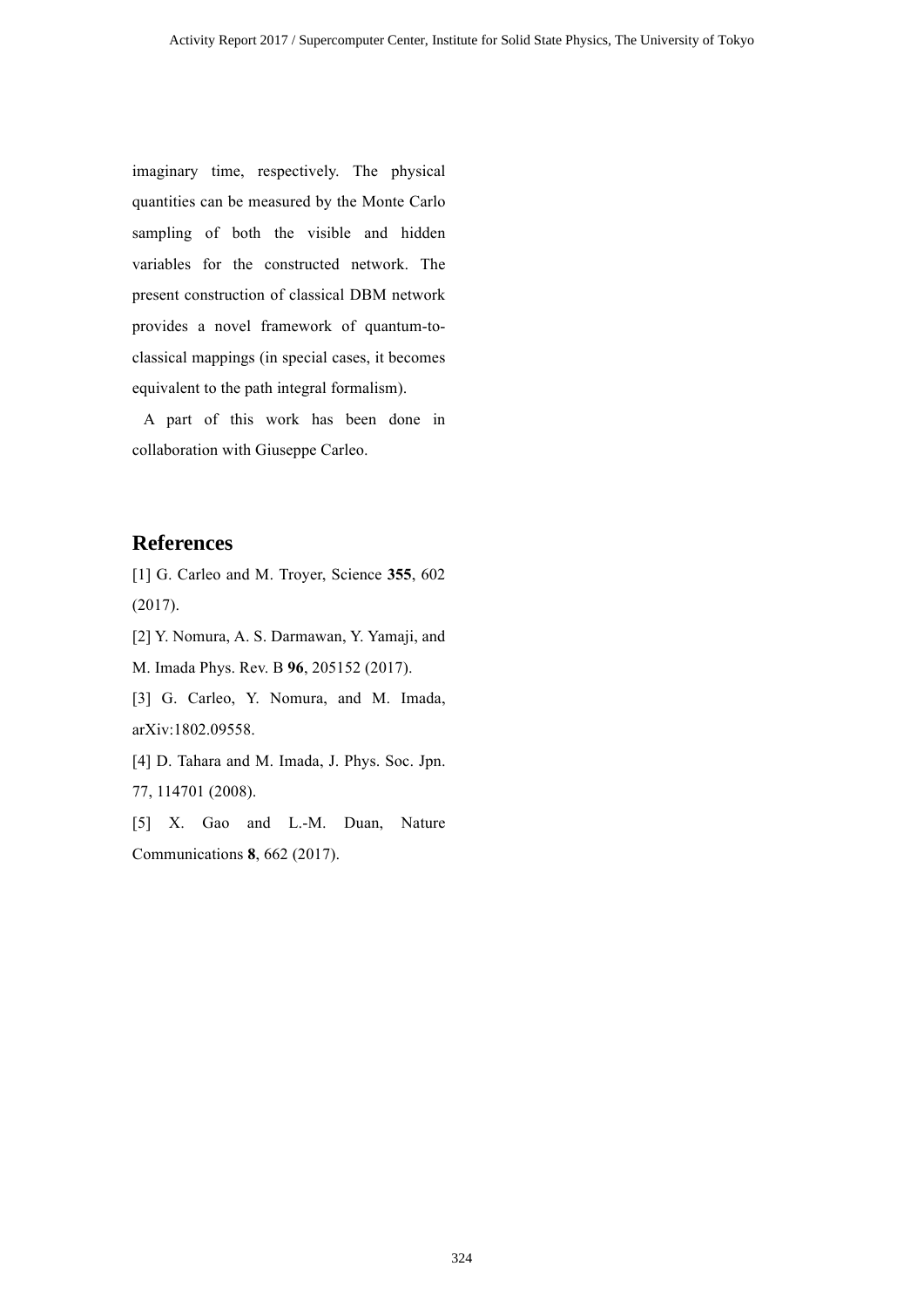imaginary time, respectively. The physical quantities can be measured by the Monte Carlo sampling of both the visible and hidden variables for the constructed network. The present construction of classical DBM network provides a novel framework of quantum-to-classical mappings (in special cases, it becomes equivalent to the path integral formalism).

A part of this work has been done in collaboration with Giuseppe Carleo.

## References

[1] G. Carleo and M. Troyer, Science **355**, 602 (2017).

[2] Y. Nomura, A. S. Darmawan, Y. Yamaji, and M. Imada Phys. Rev. B **96**, 205152 (2017).

[3] G. Carleo, Y. Nomura, and M. Imada, arXiv:1802.09558.

[4] D. Tahara and M. Imada, J. Phys. Soc. Jpn. 77, 114701 (2008).

[5] X. Gao and L.-M. Duan, Nature Communications **8**, 662 (2017).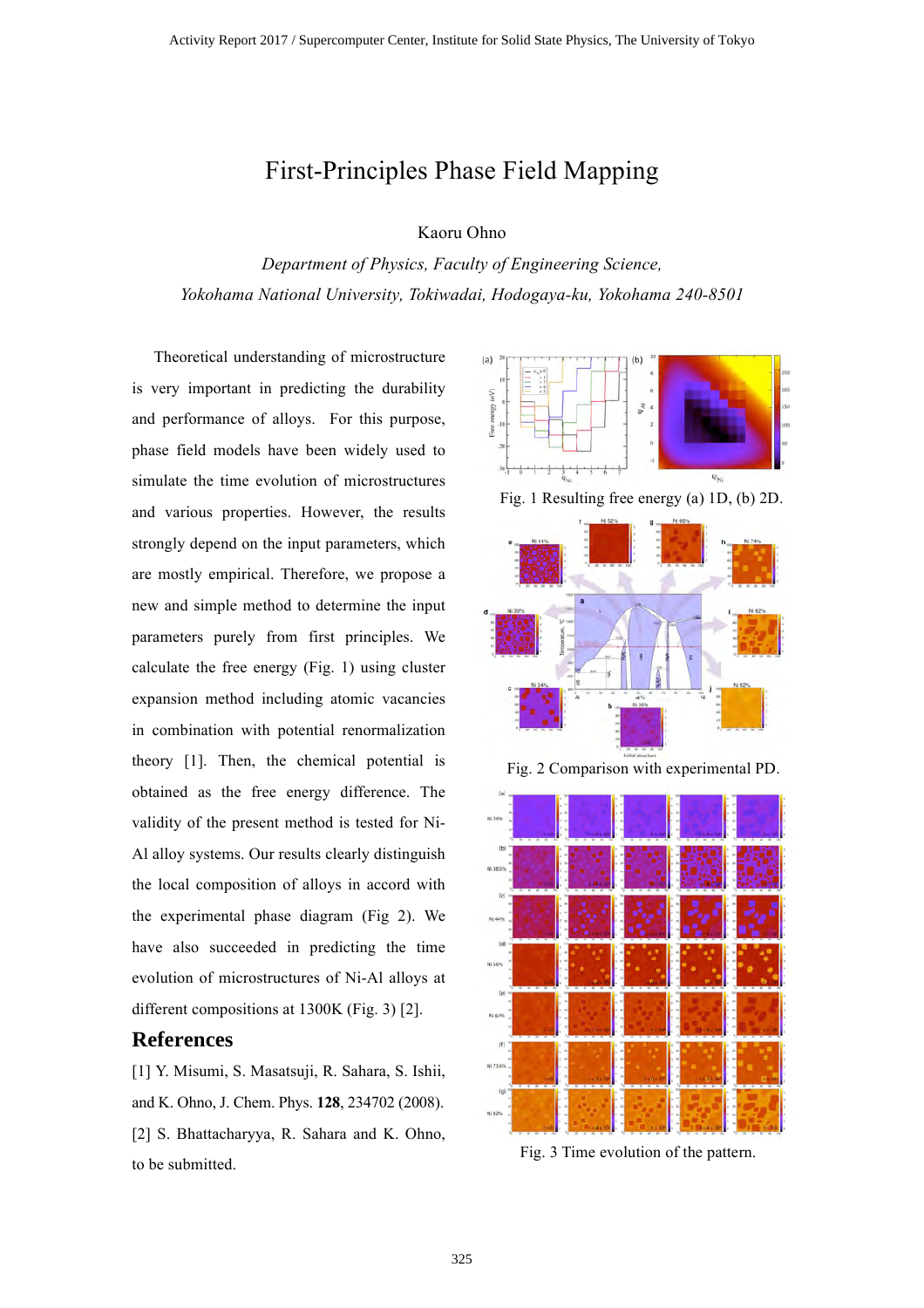# First-Principles Phase Field Mapping

Kaoru Ohno

*Department of Physics, Faculty of Engineering Science,*
*Yokohama National University, Tokiwadai, Hodogaya-ku, Yokohama 240-8501*

Theoretical understanding of microstructure is very important in predicting the durability and performance of alloys. For this purpose, phase field models have been widely used to simulate the time evolution of microstructures and various properties. However, the results strongly depend on the input parameters, which are mostly empirical. Therefore, we propose a new and simple method to determine the input parameters purely from first principles. We calculate the free energy (Fig. 1) using cluster expansion method including atomic vacancies in combination with potential renormalization theory [1]. Then, the chemical potential is obtained as the free energy difference. The validity of the present method is tested for Ni-Al alloy systems. Our results clearly distinguish the local composition of alloys in accord with the experimental phase diagram (Fig 2). We have also succeeded in predicting the time evolution of microstructures of Ni-Al alloys at different compositions at 1300K (Fig. 3) [2].

Fig. 1 Resulting free energy (a) 1D, (b) 2D.

Fig. 2 Comparison with experimental PD.

Fig. 3 Time evolution of the pattern.

## References

[1] Y. Misumi, S. Masatsuji, R. Sahara, S. Ishii, and K. Ohno, J. Chem. Phys. **128**, 234702 (2008).

[2] S. Bhattacharyya, R. Sahara and K. Ohno, to be submitted.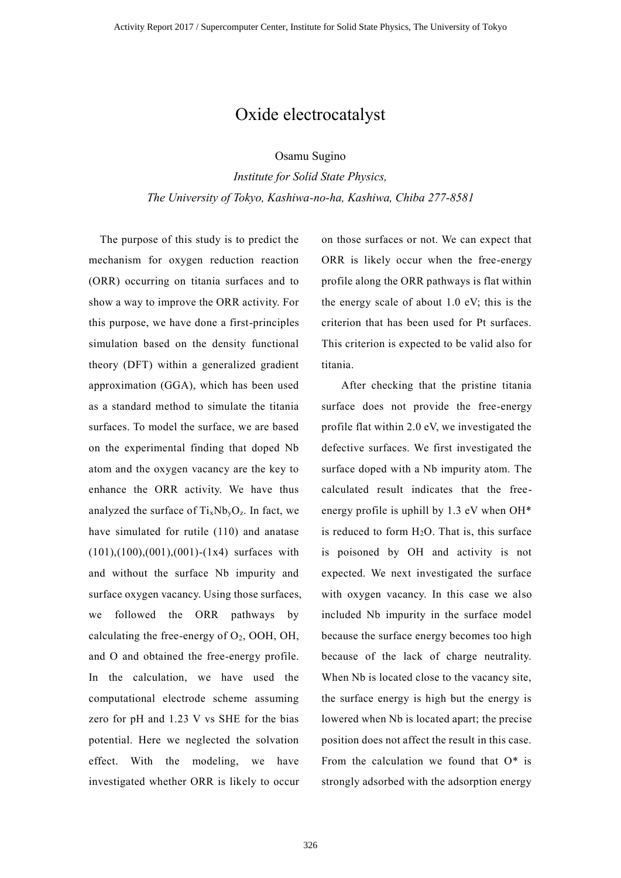# Oxide electrocatalyst

Osamu Sugino

*Institute for Solid State Physics,*
*The University of Tokyo, Kashiwa-no-ha, Kashiwa, Chiba 277-8581*

The purpose of this study is to predict the mechanism for oxygen reduction reaction (ORR) occurring on titania surfaces and to show a way to improve the ORR activity. For this purpose, we have done a first-principles simulation based on the density functional theory (DFT) within a generalized gradient approximation (GGA), which has been used as a standard method to simulate the titania surfaces. To model the surface, we are based on the experimental finding that doped Nb atom and the oxygen vacancy are the key to enhance the ORR activity. We have thus analyzed the surface of $Ti_xNb_yO_z$. In fact, we have simulated for rutile (110) and anatase (101),(100),(001),(001)-(1x4) surfaces with and without the surface Nb impurity and surface oxygen vacancy. Using those surfaces, we followed the ORR pathways by calculating the free-energy of $O_2$, OOH, OH, and O and obtained the free-energy profile. In the calculation, we have used the computational electrode scheme assuming zero for pH and 1.23 V vs SHE for the bias potential. Here we neglected the solvation effect. With the modeling, we have investigated whether ORR is likely to occur on those surfaces or not. We can expect that ORR is likely occur when the free-energy profile along the ORR pathways is flat within the energy scale of about 1.0 eV; this is the criterion that has been used for Pt surfaces. This criterion is expected to be valid also for titania.

After checking that the pristine titania surface does not provide the free-energy profile flat within 2.0 eV, we investigated the defective surfaces. We first investigated the surface doped with a Nb impurity atom. The calculated result indicates that the free-energy profile is uphill by 1.3 eV when OH* is reduced to form $H_2O$. That is, this surface is poisoned by OH and activity is not expected. We next investigated the surface with oxygen vacancy. In this case we also included Nb impurity in the surface model because the surface energy becomes too high because of the lack of charge neutrality. When Nb is located close to the vacancy site, the surface energy is high but the energy is lowered when Nb is located apart; the precise position does not affect the result in this case. From the calculation we found that O* is strongly adsorbed with the adsorption energy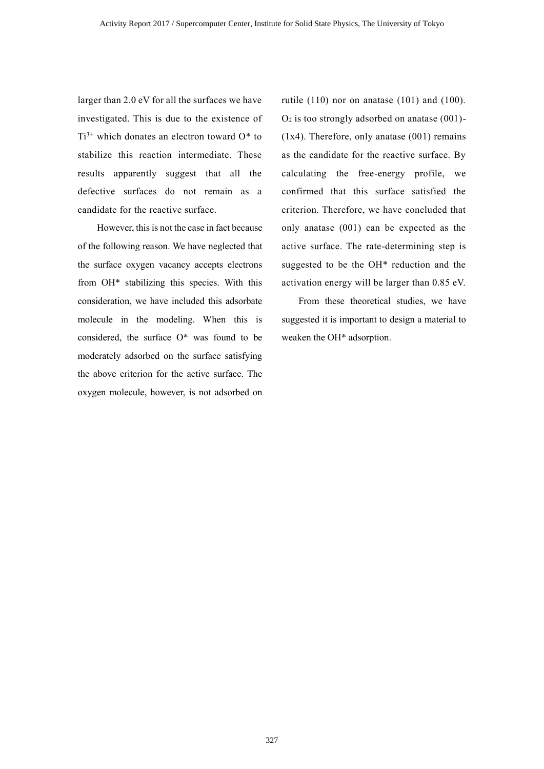larger than 2.0 eV for all the surfaces we have investigated. This is due to the existence of $Ti^{3+}$ which donates an electron toward O* to stabilize this reaction intermediate. These results apparently suggest that all the defective surfaces do not remain as a candidate for the reactive surface.

However, this is not the case in fact because of the following reason. We have neglected that the surface oxygen vacancy accepts electrons from OH* stabilizing this species. With this consideration, we have included this adsorbate molecule in the modeling. When this is considered, the surface O* was found to be moderately adsorbed on the surface satisfying the above criterion for the active surface. The oxygen molecule, however, is not adsorbed on rutile (110) nor on anatase (101) and (100). $O_2$ is too strongly adsorbed on anatase (001)-(1x4). Therefore, only anatase (001) remains as the candidate for the reactive surface. By calculating the free-energy profile, we confirmed that this surface satisfied the criterion. Therefore, we have concluded that only anatase (001) can be expected as the active surface. The rate-determining step is suggested to be the OH* reduction and the activation energy will be larger than 0.85 eV.

From these theoretical studies, we have suggested it is important to design a material to weaken the OH* adsorption.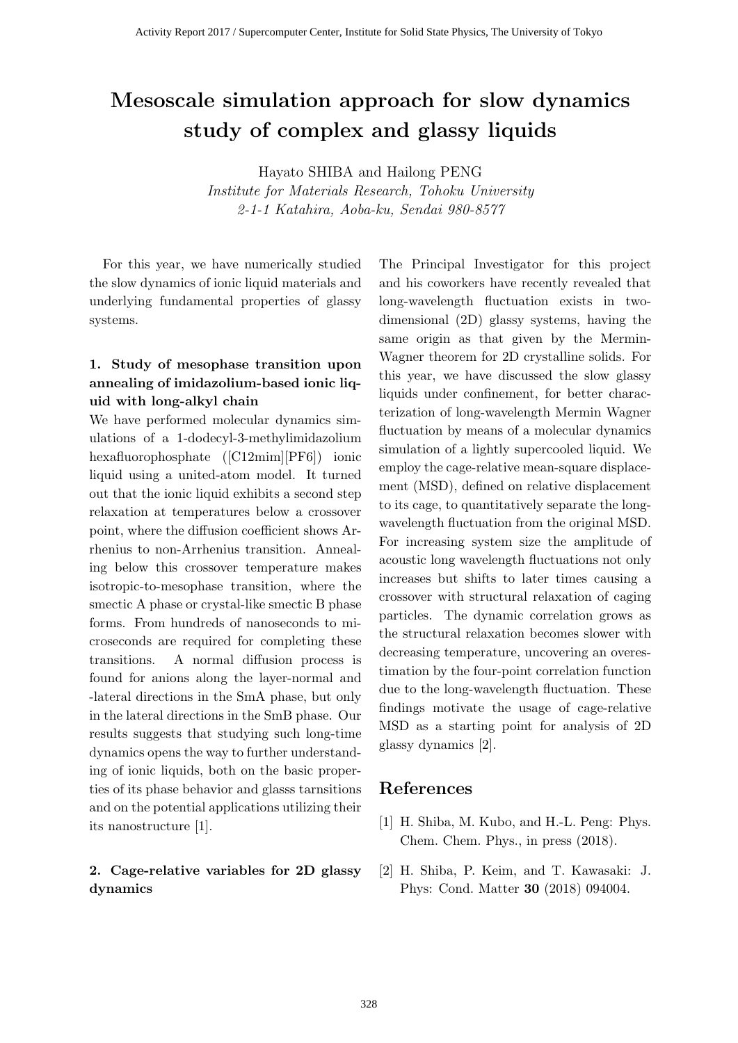# Mesoscale simulation approach for slow dynamics study of complex and glassy liquids

Hayato SHIBA and Hailong PENG

*Institute for Materials Research, Tohoku University*
*2-1-1 Katahira, Aoba-ku, Sendai 980-8577*

For this year, we have numerically studied the slow dynamics of ionic liquid materials and underlying fundamental properties of glassy systems.

### 1. Study of mesophase transition upon annealing of imidazolium-based ionic liquid with long-alkyl chain

We have performed molecular dynamics simulations of a 1-dodecyl-3-methylimidazolium hexafluorophosphate ([C12mim][PF6]) ionic liquid using a united-atom model. It turned out that the ionic liquid exhibits a second step relaxation at temperatures below a crossover point, where the diffusion coefficient shows Arrhenius to non-Arrhenius transition. Annealing below this crossover temperature makes isotropic-to-mesophase transition, where the smectic A phase or crystal-like smectic B phase forms. From hundreds of nanoseconds to microseconds are required for completing these transitions. A normal diffusion process is found for anions along the layer-normal and -lateral directions in the SmA phase, but only in the lateral directions in the SmB phase. Our results suggests that studying such long-time dynamics opens the way to further understanding of ionic liquids, both on the basic properties of its phase behavior and glasss tarnsitions and on the potential applications utilizing their its nanostructure [1].

### 2. Cage-relative variables for 2D glassy dynamics

The Principal Investigator for this project and his coworkers have recently revealed that long-wavelength fluctuation exists in two-dimensional (2D) glassy systems, having the same origin as that given by the Mermin-Wagner theorem for 2D crystalline solids. For this year, we have discussed the slow glassy liquids under confinement, for better characterization of long-wavelength Mermin Wagner fluctuation by means of a molecular dynamics simulation of a lightly supercooled liquid. We employ the cage-relative mean-square displacement (MSD), defined on relative displacement to its cage, to quantitatively separate the long-wavelength fluctuation from the original MSD. For increasing system size the amplitude of acoustic long wavelength fluctuations not only increases but shifts to later times causing a crossover with structural relaxation of caging particles. The dynamic correlation grows as the structural relaxation becomes slower with decreasing temperature, uncovering an overestimation by the four-point correlation function due to the long-wavelength fluctuation. These findings motivate the usage of cage-relative MSD as a starting point for analysis of 2D glassy dynamics [2].

## References

[1] H. Shiba, M. Kubo, and H.-L. Peng: Phys. Chem. Chem. Phys., in press (2018).

[2] H. Shiba, P. Keim, and T. Kawasaki: J. Phys: Cond. Matter **30** (2018) 094004.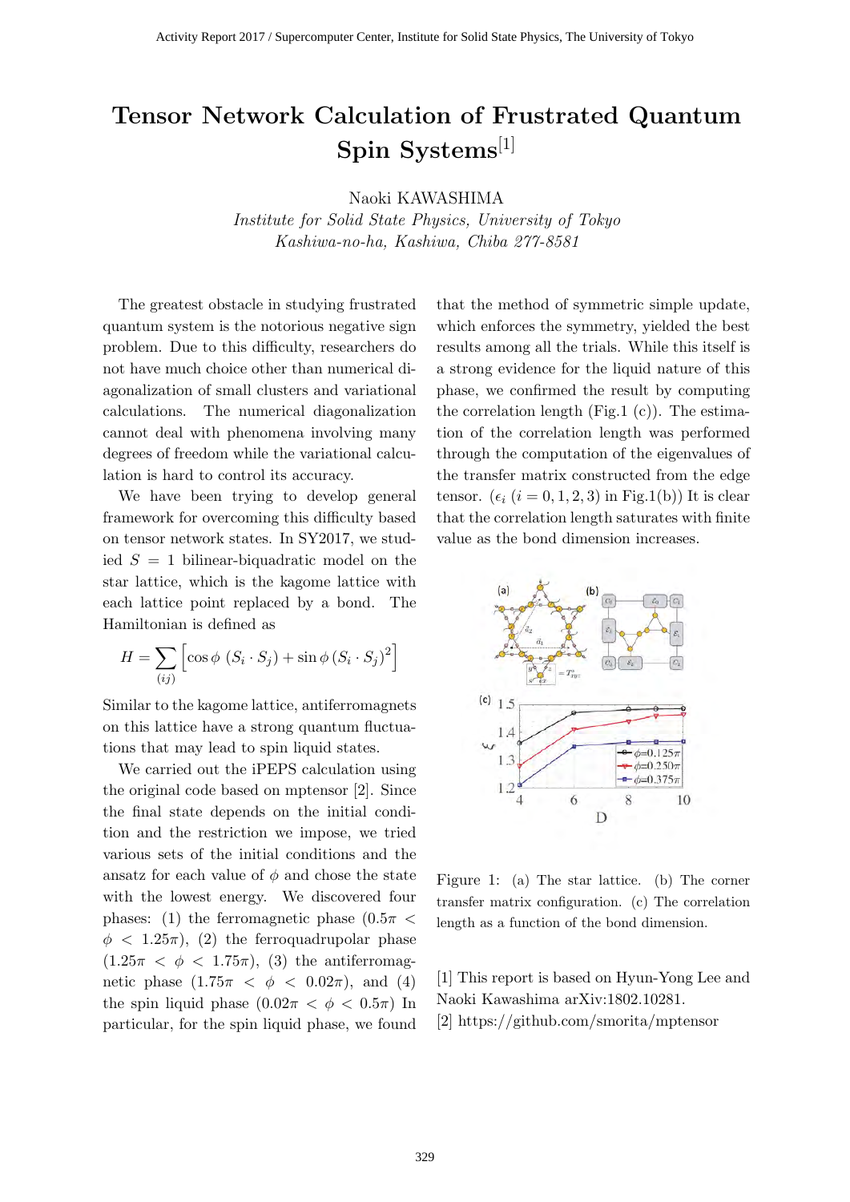# Tensor Network Calculation of Frustrated Quantum Spin Systems[1]

Naoki KAWASHIMA

*Institute for Solid State Physics, University of Tokyo*
*Kashiwa-no-ha, Kashiwa, Chiba 277-8581*

The greatest obstacle in studying frustrated quantum system is the notorious negative sign problem. Due to this difficulty, researchers do not have much choice other than numerical diagonalization of small clusters and variational calculations. The numerical diagonalization cannot deal with phenomena involving many degrees of freedom while the variational calculation is hard to control its accuracy.

We have been trying to develop general framework for overcoming this difficulty based on tensor network states. In SY2017, we studied $S = 1$ bilinear-biquadratic model on the star lattice, which is the kagome lattice with each lattice point replaced by a bond. The Hamiltonian is defined as

$$H = \sum_{(ij)} \left[ \cos\phi \; (S_i \cdot S_j) + \sin\phi \, (S_i \cdot S_j)^2 \right]$$

Similar to the kagome lattice, antiferromagnets on this lattice have a strong quantum fluctuations that may lead to spin liquid states.

We carried out the iPEPS calculation using the original code based on mptensor [2]. Since the final state depends on the initial condition and the restriction we impose, we tried various sets of the initial conditions and the ansatz for each value of $\phi$ and chose the state with the lowest energy. We discovered four phases: (1) the ferromagnetic phase ($0.5\pi < \phi < 1.25\pi$), (2) the ferroquadrupolar phase ($1.25\pi < \phi < 1.75\pi$), (3) the antiferromagnetic phase ($1.75\pi < \phi < 0.02\pi$), and (4) the spin liquid phase ($0.02\pi < \phi < 0.5\pi$) In particular, for the spin liquid phase, we found that the method of symmetric simple update, which enforces the symmetry, yielded the best results among all the trials. While this itself is a strong evidence for the liquid nature of this phase, we confirmed the result by computing the correlation length (Fig.1 (c)). The estimation of the correlation length was performed through the computation of the eigenvalues of the transfer matrix constructed from the edge tensor. ($\epsilon_i$ ($i = 0, 1, 2, 3$) in Fig.1(b)) It is clear that the correlation length saturates with finite value as the bond dimension increases.

Figure 1: (a) The star lattice. (b) The corner transfer matrix configuration. (c) The correlation length as a function of the bond dimension.

[1] This report is based on Hyun-Yong Lee and Naoki Kawashima arXiv:1802.10281.

[2] https://github.com/smorita/mptensor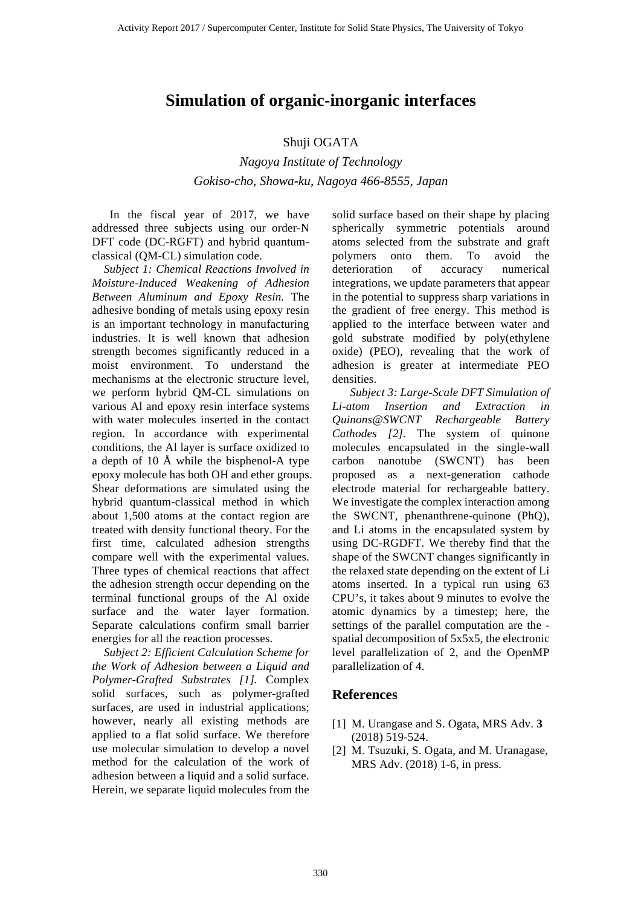# Simulation of organic-inorganic interfaces

Shuji OGATA

*Nagoya Institute of Technology*
*Gokiso-cho, Showa-ku, Nagoya 466-8555, Japan*

In the fiscal year of 2017, we have addressed three subjects using our order-N DFT code (DC-RGFT) and hybrid quantum-classical (QM-CL) simulation code.

*Subject 1: Chemical Reactions Involved in Moisture-Induced Weakening of Adhesion Between Aluminum and Epoxy Resin.* The adhesive bonding of metals using epoxy resin is an important technology in manufacturing industries. It is well known that adhesion strength becomes significantly reduced in a moist environment. To understand the mechanisms at the electronic structure level, we perform hybrid QM-CL simulations on various Al and epoxy resin interface systems with water molecules inserted in the contact region. In accordance with experimental conditions, the Al layer is surface oxidized to a depth of 10 Å while the bisphenol-A type epoxy molecule has both OH and ether groups. Shear deformations are simulated using the hybrid quantum-classical method in which about 1,500 atoms at the contact region are treated with density functional theory. For the first time, calculated adhesion strengths compare well with the experimental values. Three types of chemical reactions that affect the adhesion strength occur depending on the terminal functional groups of the Al oxide surface and the water layer formation. Separate calculations confirm small barrier energies for all the reaction processes.

*Subject 2: Efficient Calculation Scheme for the Work of Adhesion between a Liquid and Polymer-Grafted Substrates [1].* Complex solid surfaces, such as polymer-grafted surfaces, are used in industrial applications; however, nearly all existing methods are applied to a flat solid surface. We therefore use molecular simulation to develop a novel method for the calculation of the work of adhesion between a liquid and a solid surface. Herein, we separate liquid molecules from the solid surface based on their shape by placing spherically symmetric potentials around atoms selected from the substrate and graft polymers onto them. To avoid the deterioration of accuracy numerical integrations, we update parameters that appear in the potential to suppress sharp variations in the gradient of free energy. This method is applied to the interface between water and gold substrate modified by poly(ethylene oxide) (PEO), revealing that the work of adhesion is greater at intermediate PEO densities.

*Subject 3: Large-Scale DFT Simulation of Li-atom Insertion and Extraction in Quinons@SWCNT Rechargeable Battery Cathodes [2].* The system of quinone molecules encapsulated in the single-wall carbon nanotube (SWCNT) has been proposed as a next-generation cathode electrode material for rechargeable battery. We investigate the complex interaction among the SWCNT, phenanthrene-quinone (PhQ), and Li atoms in the encapsulated system by using DC-RGDFT. We thereby find that the shape of the SWCNT changes significantly in the relaxed state depending on the extent of Li atoms inserted. In a typical run using 63 CPU's, it takes about 9 minutes to evolve the atomic dynamics by a timestep; here, the settings of the parallel computation are the -spatial decomposition of 5x5x5, the electronic level parallelization of 2, and the OpenMP parallelization of 4.

## References

[1] M. Urangase and S. Ogata, MRS Adv. **3** (2018) 519-524.

[2] M. Tsuzuki, S. Ogata, and M. Uranagase, MRS Adv. (2018) 1-6, in press.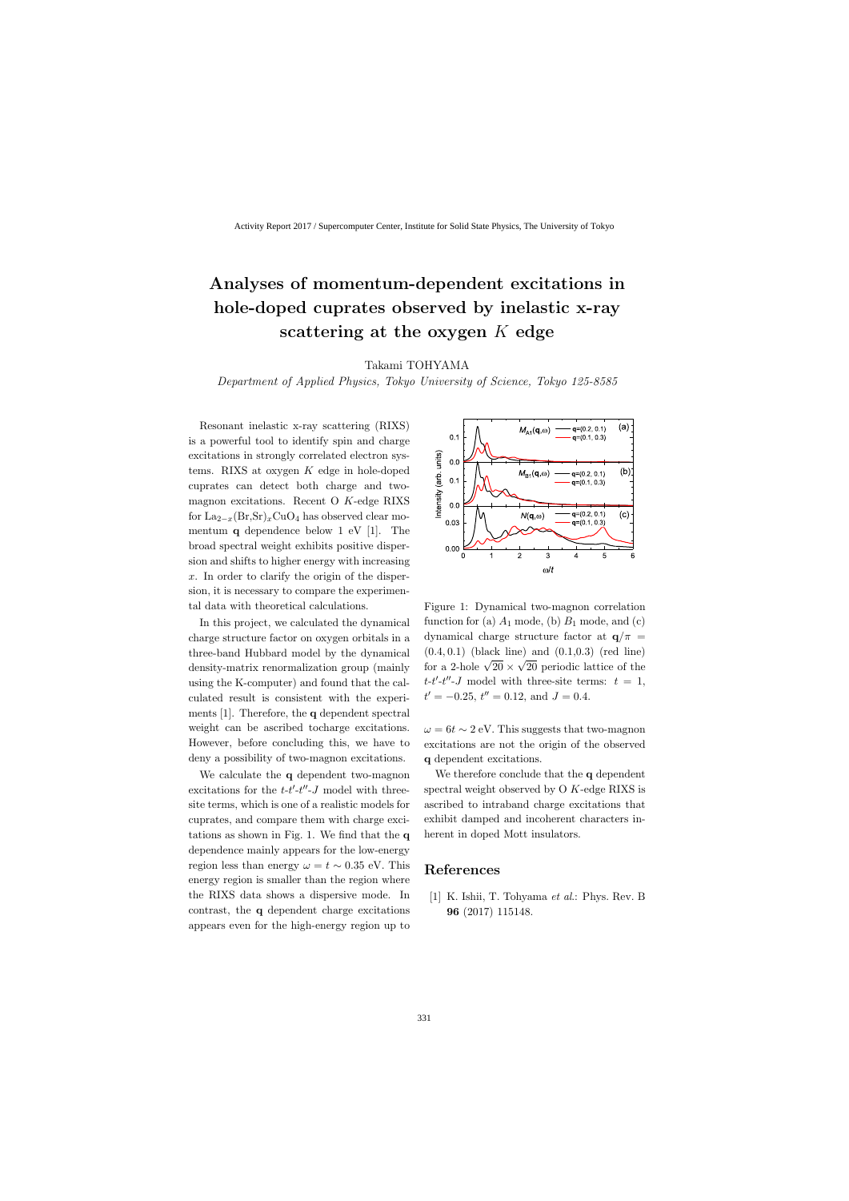# Analyses of momentum-dependent excitations in hole-doped cuprates observed by inelastic x-ray scattering at the oxygen $K$ edge

Takami TOHYAMA

*Department of Applied Physics, Tokyo University of Science, Tokyo 125-8585*

Resonant inelastic x-ray scattering (RIXS) is a powerful tool to identify spin and charge excitations in strongly correlated electron systems. RIXS at oxygen $K$ edge in hole-doped cuprates can detect both charge and two-magnon excitations. Recent O $K$-edge RIXS for $La_{2-x}(Br,Sr)_xCuO_4$ has observed clear momentum $\mathbf{q}$ dependence below 1 eV [1]. The broad spectral weight exhibits positive dispersion and shifts to higher energy with increasing $x$. In order to clarify the origin of the dispersion, it is necessary to compare the experimental data with theoretical calculations.

In this project, we calculated the dynamical charge structure factor on oxygen orbitals in a three-band Hubbard model by the dynamical density-matrix renormalization group (mainly using the K-computer) and found that the calculated result is consistent with the experiments [1]. Therefore, the $\mathbf{q}$ dependent spectral weight can be ascribed tocharge excitations. However, before concluding this, we have to deny a possibility of two-magnon excitations.

We calculate the $\mathbf{q}$ dependent two-magnon excitations for the $t$-$t'$-$t''$-$J$ model with three-site terms, which is one of a realistic models for cuprates, and compare them with charge excitations as shown in Fig. 1. We find that the $\mathbf{q}$ dependence mainly appears for the low-energy region less than energy $\omega = t \sim 0.35$ eV. This energy region is smaller than the region where the RIXS data shows a dispersive mode. In contrast, the $\mathbf{q}$ dependent charge excitations appears even for the high-energy region up to $\omega = 6t \sim 2$ eV. This suggests that two-magnon excitations are not the origin of the observed $\mathbf{q}$ dependent excitations.

Figure 1: Dynamical two-magnon correlation function for (a) $A_1$ mode, (b) $B_1$ mode, and (c) dynamical charge structure factor at $\mathbf{q}/\pi = (0.4, 0.1)$ (black line) and (0.1,0.3) (red line) for a 2-hole $\sqrt{20} \times \sqrt{20}$ periodic lattice of the $t$-$t'$-$t''$-$J$ model with three-site terms: $t = 1$, $t' = -0.25$, $t'' = 0.12$, and $J = 0.4$.

We therefore conclude that the $\mathbf{q}$ dependent spectral weight observed by O $K$-edge RIXS is ascribed to intraband charge excitations that exhibit damped and incoherent characters inherent in doped Mott insulators.

## References

[1] K. Ishii, T. Tohyama *et al.*: Phys. Rev. B **96** (2017) 115148.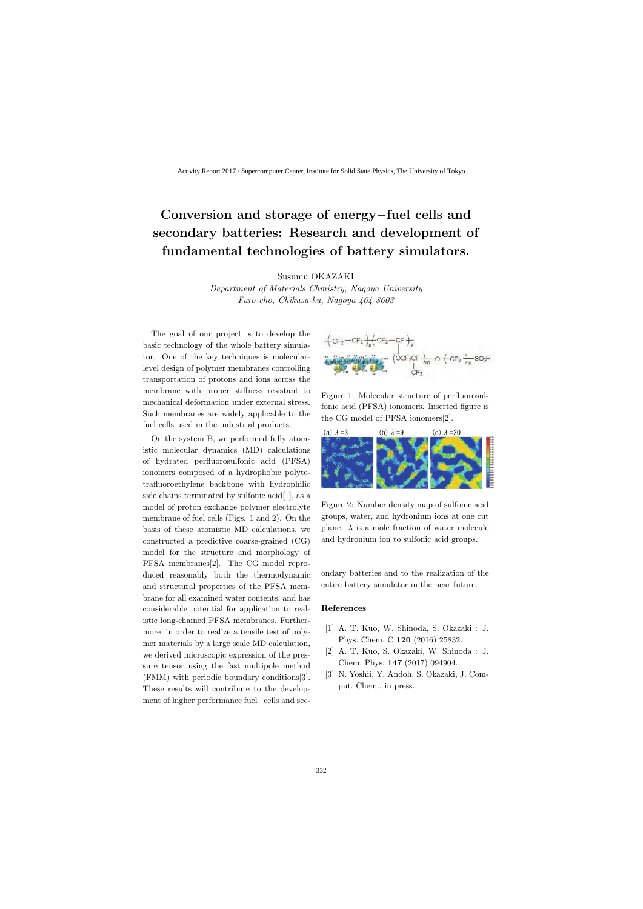# Conversion and storage of energy−fuel cells and secondary batteries: Research and development of fundamental technologies of battery simulators.

Susumu OKAZAKI

*Department of Materials Chmistry, Nagoya University*
*Furo-cho, Chikusa-ku, Nagoya 464-8603*

The goal of our project is to develop the basic technology of the whole battery simulator. One of the key techniques is molecular-level design of polymer membranes controlling transportation of protons and ions across the membrane with proper stiffness resistant to mechanical deformation under external stress. Such membranes are widely applicable to the fuel cells used in the industrial products.

On the system B, we performed fully atomistic molecular dynamics (MD) calculations of hydrated perfluorosulfonic acid (PFSA) ionomers composed of a hydrophobic polytetrafluoroethylene backbone with hydrophilic side chains terminated by sulfonic acid[1], as a model of proton exchange polymer electrolyte membrane of fuel cells (Figs. 1 and 2). On the basis of these atomistic MD calculations, we constructed a predictive coarse-grained (CG) model for the structure and morphology of PFSA membranes[2]. The CG model reproduced reasonably both the thermodynamic and structural properties of the PFSA membrane for all examined water contents, and has considerable potential for application to realistic long-chained PFSA membranes. Furthermore, in order to realize a tensile test of polymer materials by a large scale MD calculation, we derived microscopic expression of the pressure tensor using the fast multipole method (FMM) with periodic boundary conditions[3]. These results will contribute to the development of higher performance fuel−cells and secondary batteries and to the realization of the entire battery simulator in the near future.

Figure 1: Molecular structure of perfluorosulfonic acid (PFSA) ionomers. Inserted figure is the CG model of PFSA ionomers[2].

Figure 2: Number density map of sulfonic acid groups, water, and hydronium ions at one cut plane. $\lambda$ is a mole fraction of water molecule and hydronium ion to sulfonic acid groups.

## References

[1] A. T. Kuo, W. Shinoda, S. Okazaki : J. Phys. Chem. C **120** (2016) 25832.

[2] A. T. Kuo, S. Okazaki, W. Shinoda : J. Chem. Phys. **147** (2017) 094904.

[3] N. Yoshii, Y. Andoh, S. Okazaki, J. Comput. Chem., in press.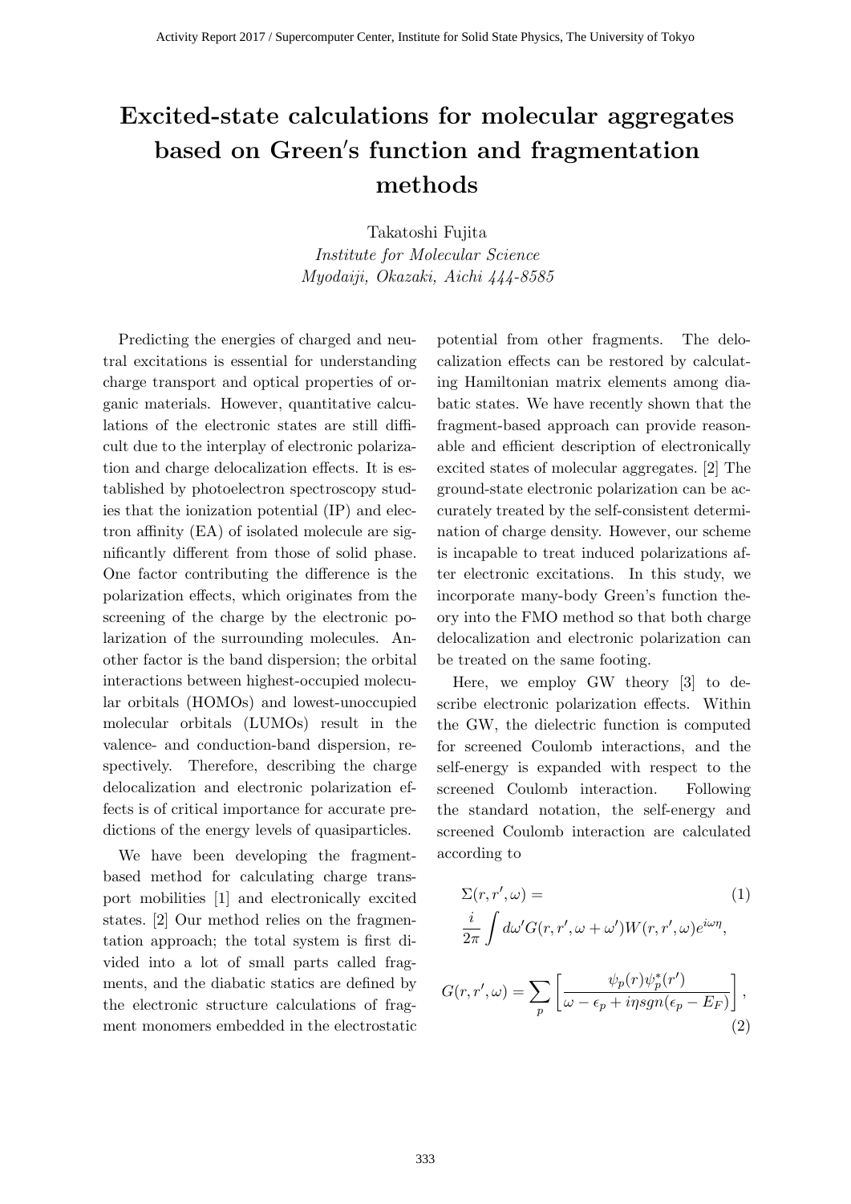# Excited-state calculations for molecular aggregates based on Green′s function and fragmentation methods

Takatoshi Fujita

*Institute for Molecular Science*
*Myodaiji, Okazaki, Aichi 444-8585*

Predicting the energies of charged and neutral excitations is essential for understanding charge transport and optical properties of organic materials. However, quantitative calculations of the electronic states are still difficult due to the interplay of electronic polarization and charge delocalization effects. It is established by photoelectron spectroscopy studies that the ionization potential (IP) and electron affinity (EA) of isolated molecule are significantly different from those of solid phase. One factor contributing the difference is the polarization effects, which originates from the screening of the charge by the electronic polarization of the surrounding molecules. Another factor is the band dispersion; the orbital interactions between highest-occupied molecular orbitals (HOMOs) and lowest-unoccupied molecular orbitals (LUMOs) result in the valence- and conduction-band dispersion, respectively. Therefore, describing the charge delocalization and electronic polarization effects is of critical importance for accurate predictions of the energy levels of quasiparticles.

We have been developing the fragment-based method for calculating charge transport mobilities [1] and electronically excited states. [2] Our method relies on the fragmentation approach; the total system is first divided into a lot of small parts called fragments, and the diabatic statics are defined by the electronic structure calculations of fragment monomers embedded in the electrostatic potential from other fragments. The delocalization effects can be restored by calculating Hamiltonian matrix elements among diabatic states. We have recently shown that the fragment-based approach can provide reasonable and efficient description of electronically excited states of molecular aggregates. [2] The ground-state electronic polarization can be accurately treated by the self-consistent determination of charge density. However, our scheme is incapable to treat induced polarizations after electronic excitations. In this study, we incorporate many-body Green's function theory into the FMO method so that both charge delocalization and electronic polarization can be treated on the same footing.

Here, we employ GW theory [3] to describe electronic polarization effects. Within the GW, the dielectric function is computed for screened Coulomb interactions, and the self-energy is expanded with respect to the screened Coulomb interaction. Following the standard notation, the self-energy and screened Coulomb interaction are calculated according to

$$\Sigma(r, r', \omega) = \frac{i}{2\pi} \int d\omega' G(r, r', \omega + \omega') W(r, r', \omega) e^{i\omega\eta}, \tag{1}$$

$$G(r, r', \omega) = \sum_p \left[ \frac{\psi_p(r)\psi_p^*(r')}{\omega - \epsilon_p + i\eta sgn(\epsilon_p - E_F)} \right], \tag{2}$$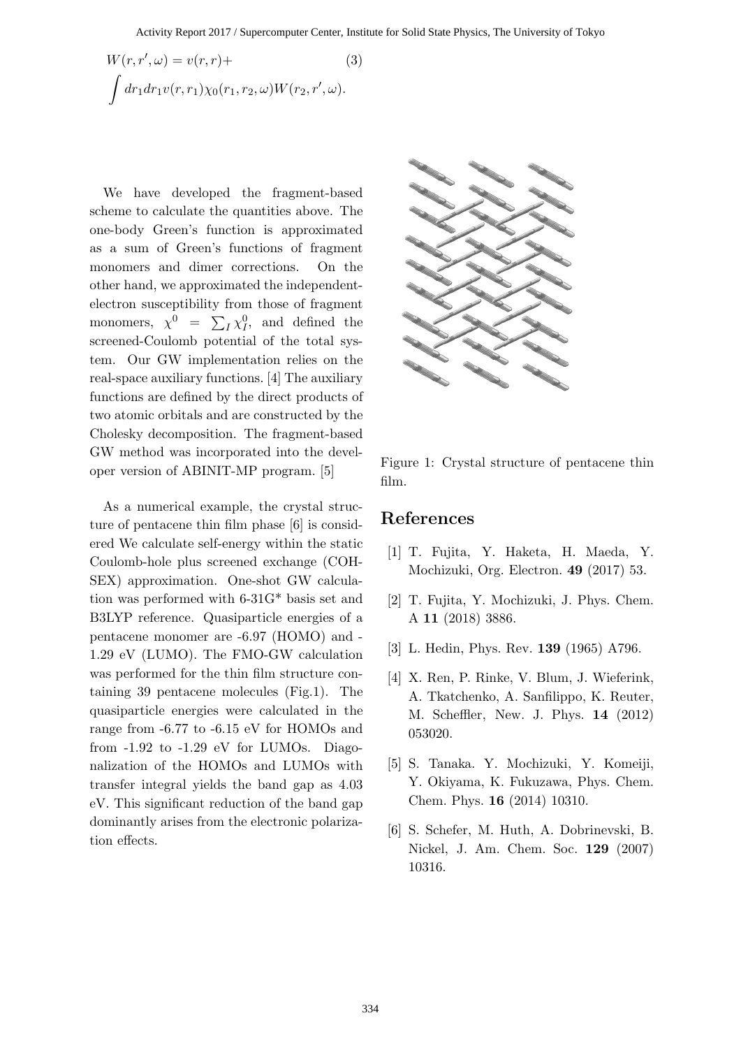$$W(r, r', \omega) = v(r, r) + \int dr_1 dr_1 v(r, r_1) \chi_0(r_1, r_2, \omega) W(r_2, r', \omega). \quad (3)$$

We have developed the fragment-based scheme to calculate the quantities above. The one-body Green's function is approximated as a sum of Green's functions of fragment monomers and dimer corrections. On the other hand, we approximated the independent-electron susceptibility from those of fragment monomers, $\chi^0 = \sum_I \chi_I^0$, and defined the screened-Coulomb potential of the total system. Our GW implementation relies on the real-space auxiliary functions. [4] The auxiliary functions are defined by the direct products of two atomic orbitals and are constructed by the Cholesky decomposition. The fragment-based GW method was incorporated into the developer version of ABINIT-MP program. [5]

As a numerical example, the crystal structure of pentacene thin film phase [6] is considered We calculate self-energy within the static Coulomb-hole plus screened exchange (COHSEX) approximation. One-shot GW calculation was performed with 6-31G* basis set and B3LYP reference. Quasiparticle energies of a pentacene monomer are -6.97 (HOMO) and -1.29 eV (LUMO). The FMO-GW calculation was performed for the thin film structure containing 39 pentacene molecules (Fig.1). The quasiparticle energies were calculated in the range from -6.77 to -6.15 eV for HOMOs and from -1.92 to -1.29 eV for LUMOs. Diagonalization of the HOMOs and LUMOs with transfer integral yields the band gap as 4.03 eV. This significant reduction of the band gap dominantly arises from the electronic polarization effects.

Figure 1: Crystal structure of pentacene thin film.

## References

[1] T. Fujita, Y. Haketa, H. Maeda, Y. Mochizuki, Org. Electron. **49** (2017) 53.

[2] T. Fujita, Y. Mochizuki, J. Phys. Chem. A **11** (2018) 3886.

[3] L. Hedin, Phys. Rev. **139** (1965) A796.

[4] X. Ren, P. Rinke, V. Blum, J. Wieferink, A. Tkatchenko, A. Sanfilippo, K. Reuter, M. Scheffler, New. J. Phys. **14** (2012) 053020.

[5] S. Tanaka. Y. Mochizuki, Y. Komeiji, Y. Okiyama, K. Fukuzawa, Phys. Chem. Chem. Phys. **16** (2014) 10310.

[6] S. Schefer, M. Huth, A. Dobrinevski, B. Nickel, J. Am. Chem. Soc. **129** (2007) 10316.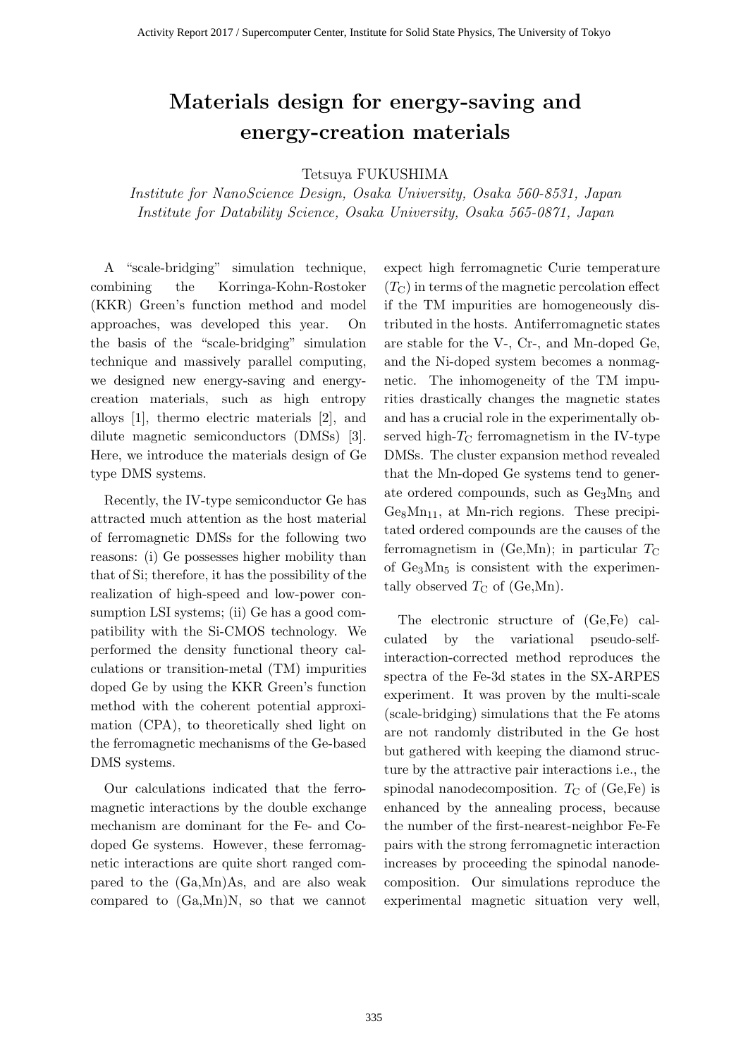# Materials design for energy-saving and energy-creation materials

Tetsuya FUKUSHIMA

*Institute for NanoScience Design, Osaka University, Osaka 560-8531, Japan*
*Institute for Datability Science, Osaka University, Osaka 565-0871, Japan*

A "scale-bridging" simulation technique, combining the Korringa-Kohn-Rostoker (KKR) Green's function method and model approaches, was developed this year. On the basis of the "scale-bridging" simulation technique and massively parallel computing, we designed new energy-saving and energy-creation materials, such as high entropy alloys [1], thermo electric materials [2], and dilute magnetic semiconductors (DMSs) [3]. Here, we introduce the materials design of Ge type DMS systems.

Recently, the IV-type semiconductor Ge has attracted much attention as the host material of ferromagnetic DMSs for the following two reasons: (i) Ge possesses higher mobility than that of Si; therefore, it has the possibility of the realization of high-speed and low-power consumption LSI systems; (ii) Ge has a good compatibility with the Si-CMOS technology. We performed the density functional theory calculations or transition-metal (TM) impurities doped Ge by using the KKR Green's function method with the coherent potential approximation (CPA), to theoretically shed light on the ferromagnetic mechanisms of the Ge-based DMS systems.

Our calculations indicated that the ferromagnetic interactions by the double exchange mechanism are dominant for the Fe- and Co-doped Ge systems. However, these ferromagnetic interactions are quite short ranged compared to the (Ga,Mn)As, and are also weak compared to (Ga,Mn)N, so that we cannot expect high ferromagnetic Curie temperature ($T_C$) in terms of the magnetic percolation effect if the TM impurities are homogeneously distributed in the hosts. Antiferromagnetic states are stable for the V-, Cr-, and Mn-doped Ge, and the Ni-doped system becomes a nonmagnetic. The inhomogeneity of the TM impurities drastically changes the magnetic states and has a crucial role in the experimentally observed high-$T_C$ ferromagnetism in the IV-type DMSs. The cluster expansion method revealed that the Mn-doped Ge systems tend to generate ordered compounds, such as $Ge_3Mn_5$ and $Ge_8Mn_{11}$, at Mn-rich regions. These precipitated ordered compounds are the causes of the ferromagnetism in (Ge,Mn); in particular $T_C$ of $Ge_3Mn_5$ is consistent with the experimentally observed $T_C$ of (Ge,Mn).

The electronic structure of (Ge,Fe) calculated by the variational pseudo-self-interaction-corrected method reproduces the spectra of the Fe-3d states in the SX-ARPES experiment. It was proven by the multi-scale (scale-bridging) simulations that the Fe atoms are not randomly distributed in the Ge host but gathered with keeping the diamond structure by the attractive pair interactions i.e., the spinodal nanodecomposition. $T_C$ of (Ge,Fe) is enhanced by the annealing process, because the number of the first-nearest-neighbor Fe-Fe pairs with the strong ferromagnetic interaction increases by proceeding the spinodal nanodecomposition. Our simulations reproduce the experimental magnetic situation very well,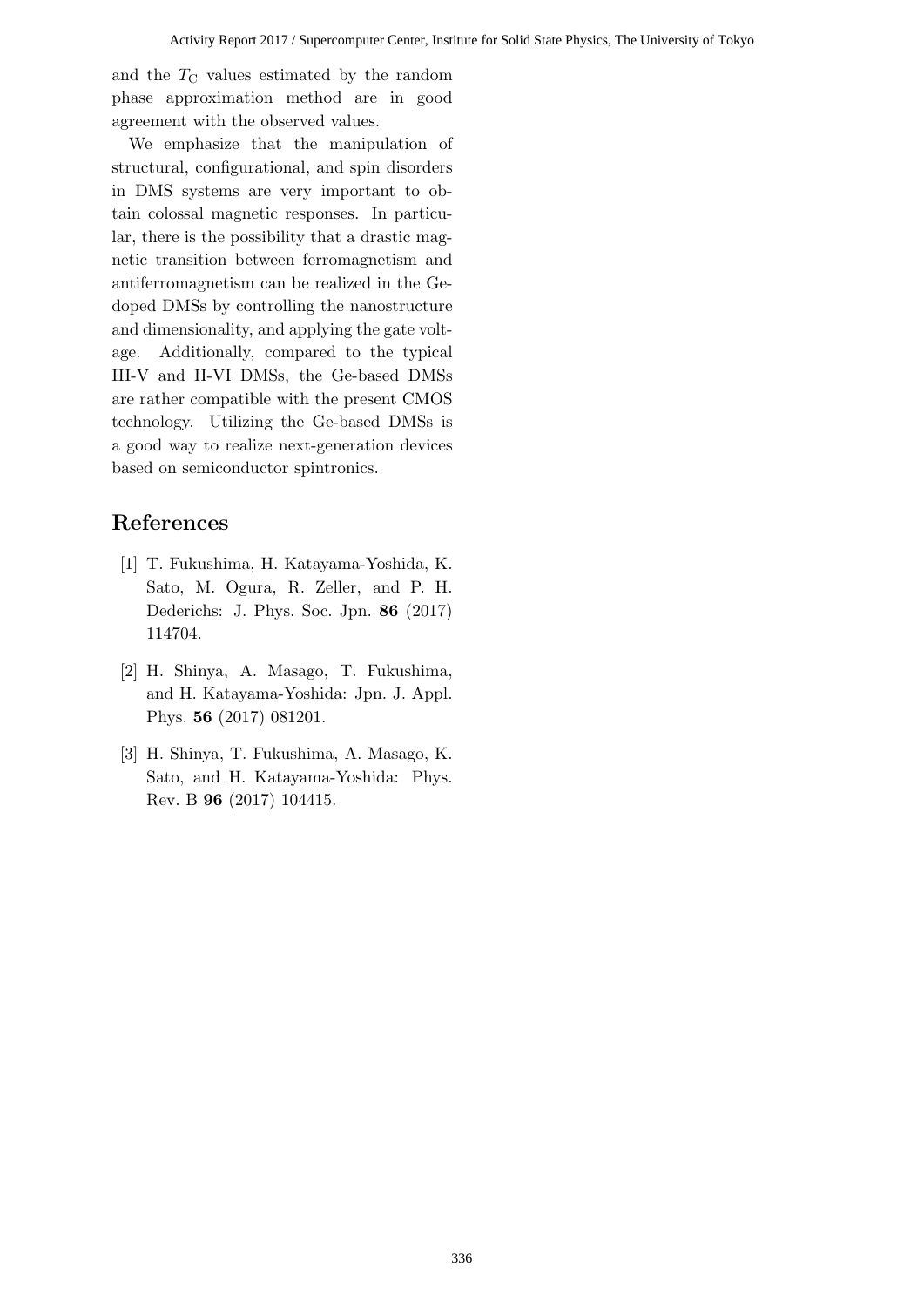and the $T_C$ values estimated by the random phase approximation method are in good agreement with the observed values.

We emphasize that the manipulation of structural, configurational, and spin disorders in DMS systems are very important to obtain colossal magnetic responses. In particular, there is the possibility that a drastic magnetic transition between ferromagnetism and antiferromagnetism can be realized in the Ge-doped DMSs by controlling the nanostructure and dimensionality, and applying the gate voltage. Additionally, compared to the typical III-V and II-VI DMSs, the Ge-based DMSs are rather compatible with the present CMOS technology. Utilizing the Ge-based DMSs is a good way to realize next-generation devices based on semiconductor spintronics.

## References

[1] T. Fukushima, H. Katayama-Yoshida, K. Sato, M. Ogura, R. Zeller, and P. H. Dederichs: J. Phys. Soc. Jpn. **86** (2017) 114704.

[2] H. Shinya, A. Masago, T. Fukushima, and H. Katayama-Yoshida: Jpn. J. Appl. Phys. **56** (2017) 081201.

[3] H. Shinya, T. Fukushima, A. Masago, K. Sato, and H. Katayama-Yoshida: Phys. Rev. B **96** (2017) 104415.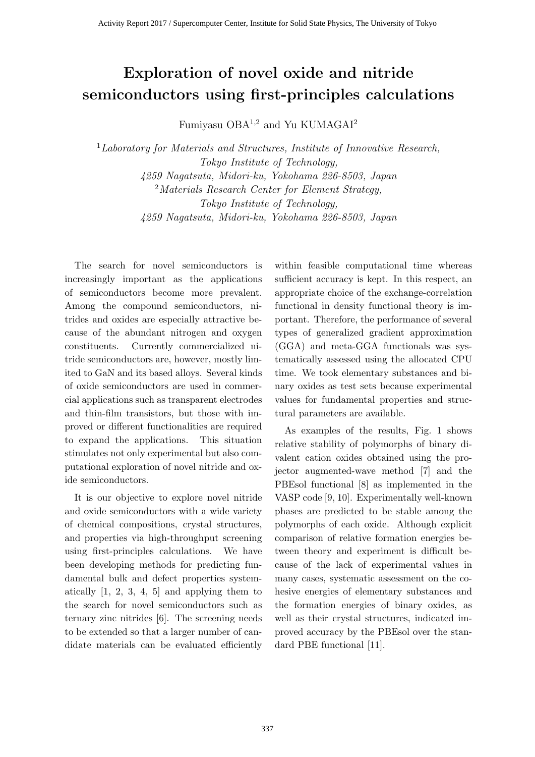# Exploration of novel oxide and nitride semiconductors using first-principles calculations

Fumiyasu OBA[1,2] and Yu KUMAGAI[2]

[1] *Laboratory for Materials and Structures, Institute of Innovative Research, Tokyo Institute of Technology, 4259 Nagatsuta, Midori-ku, Yokohama 226-8503, Japan*
[2] *Materials Research Center for Element Strategy, Tokyo Institute of Technology, 4259 Nagatsuta, Midori-ku, Yokohama 226-8503, Japan*

The search for novel semiconductors is increasingly important as the applications of semiconductors become more prevalent. Among the compound semiconductors, nitrides and oxides are especially attractive because of the abundant nitrogen and oxygen constituents. Currently commercialized nitride semiconductors are, however, mostly limited to GaN and its based alloys. Several kinds of oxide semiconductors are used in commercial applications such as transparent electrodes and thin-film transistors, but those with improved or different functionalities are required to expand the applications. This situation stimulates not only experimental but also computational exploration of novel nitride and oxide semiconductors.

It is our objective to explore novel nitride and oxide semiconductors with a wide variety of chemical compositions, crystal structures, and properties via high-throughput screening using first-principles calculations. We have been developing methods for predicting fundamental bulk and defect properties systematically [1, 2, 3, 4, 5] and applying them to the search for novel semiconductors such as ternary zinc nitrides [6]. The screening needs to be extended so that a larger number of candidate materials can be evaluated efficiently within feasible computational time whereas sufficient accuracy is kept. In this respect, an appropriate choice of the exchange-correlation functional in density functional theory is important. Therefore, the performance of several types of generalized gradient approximation (GGA) and meta-GGA functionals was systematically assessed using the allocated CPU time. We took elementary substances and binary oxides as test sets because experimental values for fundamental properties and structural parameters are available.

As examples of the results, Fig. 1 shows relative stability of polymorphs of binary divalent cation oxides obtained using the projector augmented-wave method [7] and the PBEsol functional [8] as implemented in the VASP code [9, 10]. Experimentally well-known phases are predicted to be stable among the polymorphs of each oxide. Although explicit comparison of relative formation energies between theory and experiment is difficult because of the lack of experimental values in many cases, systematic assessment on the cohesive energies of elementary substances and the formation energies of binary oxides, as well as their crystal structures, indicated improved accuracy by the PBEsol over the standard PBE functional [11].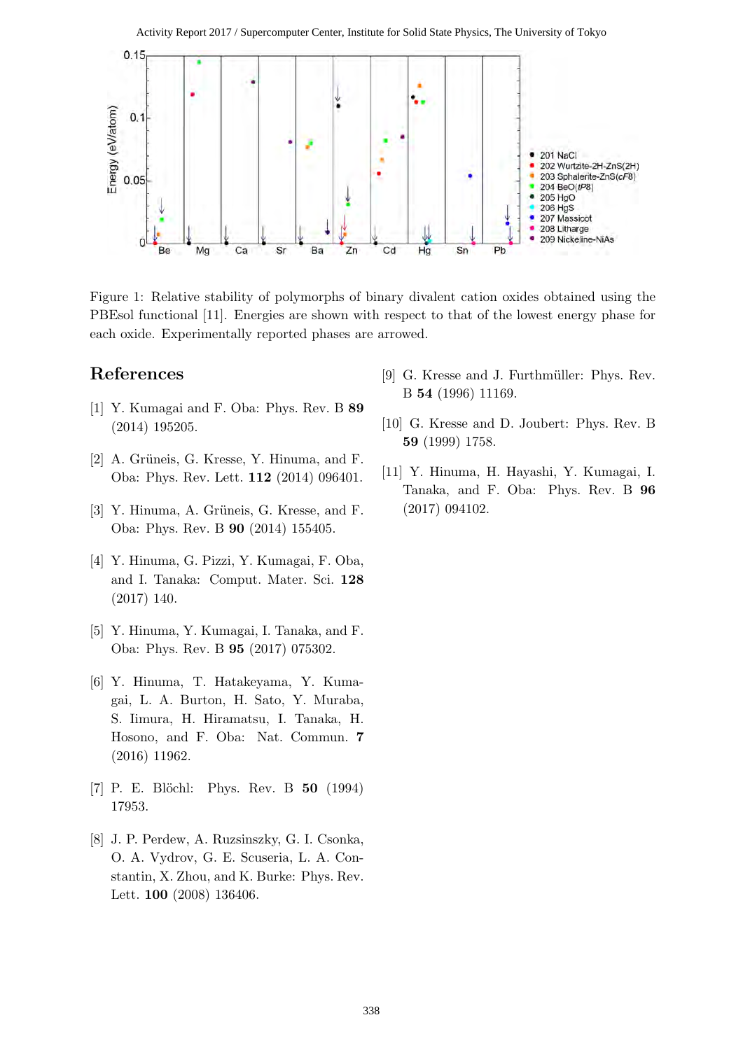0.15
0.1
0.05
0
Energy (eV/atom)
Be
Mg
Ca
Sr
Ba
Zn
Cd
Hg
Sn
Pb

201 NaCl
202 Wurtzite-2H-ZnS(2H)
203 Sphalerite-ZnS(*cF8*)
204 BeO(*tP8*)
205 HgO
206 HgS
207 Massicot
208 Litharge
209 Nickeline-NiAs

Figure 1: Relative stability of polymorphs of binary divalent cation oxides obtained using the PBEsol functional [11]. Energies are shown with respect to that of the lowest energy phase for each oxide. Experimentally reported phases are arrowed.

## References

[1] Y. Kumagai and F. Oba: Phys. Rev. B **89** (2014) 195205.

[2] A. Grüneis, G. Kresse, Y. Hinuma, and F. Oba: Phys. Rev. Lett. **112** (2014) 096401.

[3] Y. Hinuma, A. Grüneis, G. Kresse, and F. Oba: Phys. Rev. B **90** (2014) 155405.

[4] Y. Hinuma, G. Pizzi, Y. Kumagai, F. Oba, and I. Tanaka: Comput. Mater. Sci. **128** (2017) 140.

[5] Y. Hinuma, Y. Kumagai, I. Tanaka, and F. Oba: Phys. Rev. B **95** (2017) 075302.

[6] Y. Hinuma, T. Hatakeyama, Y. Kumagai, L. A. Burton, H. Sato, Y. Muraba, S. Iimura, H. Hiramatsu, I. Tanaka, H. Hosono, and F. Oba: Nat. Commun. **7** (2016) 11962.

[7] P. E. Blöchl: Phys. Rev. B **50** (1994) 17953.

[8] J. P. Perdew, A. Ruzsinszky, G. I. Csonka, O. A. Vydrov, G. E. Scuseria, L. A. Constantin, X. Zhou, and K. Burke: Phys. Rev. Lett. **100** (2008) 136406.

[9] G. Kresse and J. Furthmüller: Phys. Rev. B **54** (1996) 11169.

[10] G. Kresse and D. Joubert: Phys. Rev. B **59** (1999) 1758.

[11] Y. Hinuma, H. Hayashi, Y. Kumagai, I. Tanaka, and F. Oba: Phys. Rev. B **96** (2017) 094102.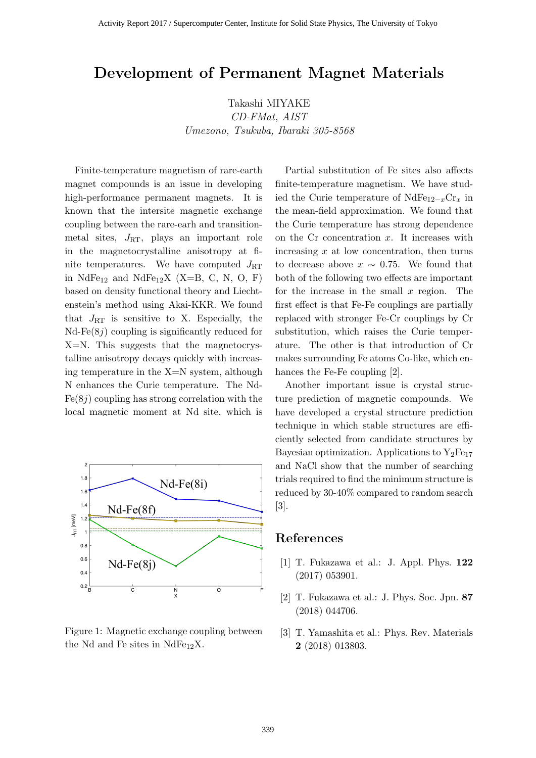# Development of Permanent Magnet Materials

Takashi MIYAKE
*CD-FMat, AIST*
*Umezono, Tsukuba, Ibaraki 305-8568*

Finite-temperature magnetism of rare-earth magnet compounds is an issue in developing high-performance permanent magnets. It is known that the intersite magnetic exchange coupling between the rare-earh and transition-metal sites, $J_{\mathrm{RT}}$, plays an important role in the magnetocrystalline anisotropy at finite temperatures. We have computed $J_{\mathrm{RT}}$ in $NdFe_{12}$ and $NdFe_{12}X$ (X=B, C, N, O, F) based on density functional theory and Liechtenstein's method using Akai-KKR. We found that $J_{\mathrm{RT}}$ is sensitive to X. Especially, the Nd-Fe($8j$) coupling is significantly reduced for X=N. This suggests that the magnetocrystalline anisotropy decays quickly with increasing temperature in the X=N system, although N enhances the Curie temperature. The Nd-Fe($8j$) coupling has strong correlation with the local magnetic moment at Nd site, which is

Figure 1: Magnetic exchange coupling between the Nd and Fe sites in $NdFe_{12}X$.

Partial substitution of Fe sites also affects finite-temperature magnetism. We have studied the Curie temperature of $NdFe_{12-x}Cr_x$ in the mean-field approximation. We found that the Curie temperature has strong dependence on the Cr concentration $x$. It increases with increasing $x$ at low concentration, then turns to decrease above $x \sim 0.75$. We found that both of the following two effects are important for the increase in the small $x$ region. The first effect is that Fe-Fe couplings are partially replaced with stronger Fe-Cr couplings by Cr substitution, which raises the Curie temperature. The other is that introduction of Cr makes surrounding Fe atoms Co-like, which enhances the Fe-Fe coupling [2].

Another important issue is crystal structure prediction of magnetic compounds. We have developed a crystal structure prediction technique in which stable structures are efficiently selected from candidate structures by Bayesian optimization. Applications to $Y_2Fe_{17}$ and NaCl show that the number of searching trials required to find the minimum structure is reduced by 30-40% compared to random search [3].

## References

[1] T. Fukazawa et al.: J. Appl. Phys. **122** (2017) 053901.

[2] T. Fukazawa et al.: J. Phys. Soc. Jpn. **87** (2018) 044706.

[3] T. Yamashita et al.: Phys. Rev. Materials **2** (2018) 013803.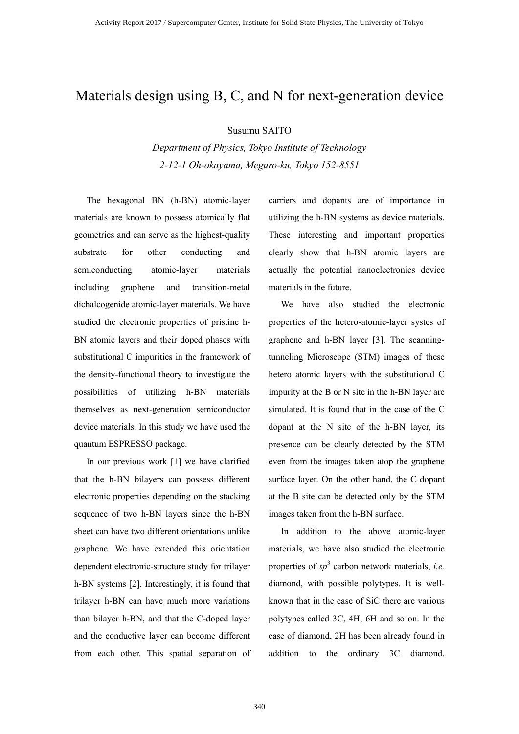# Materials design using B, C, and N for next-generation device

Susumu SAITO

*Department of Physics, Tokyo Institute of Technology*
*2-12-1 Oh-okayama, Meguro-ku, Tokyo 152-8551*

The hexagonal BN (h-BN) atomic-layer materials are known to possess atomically flat geometries and can serve as the highest-quality substrate for other conducting and semiconducting atomic-layer materials including graphene and transition-metal dichalcogenide atomic-layer materials. We have studied the electronic properties of pristine h-BN atomic layers and their doped phases with substitutional C impurities in the framework of the density-functional theory to investigate the possibilities of utilizing h-BN materials themselves as next-generation semiconductor device materials. In this study we have used the quantum ESPRESSO package.

In our previous work [1] we have clarified that the h-BN bilayers can possess different electronic properties depending on the stacking sequence of two h-BN layers since the h-BN sheet can have two different orientations unlike graphene. We have extended this orientation dependent electronic-structure study for trilayer h-BN systems [2]. Interestingly, it is found that trilayer h-BN can have much more variations than bilayer h-BN, and that the C-doped layer and the conductive layer can become different from each other. This spatial separation of carriers and dopants are of importance in utilizing the h-BN systems as device materials. These interesting and important properties clearly show that h-BN atomic layers are actually the potential nanoelectronics device materials in the future.

We have also studied the electronic properties of the hetero-atomic-layer systes of graphene and h-BN layer [3]. The scanning-tunneling Microscope (STM) images of these hetero atomic layers with the substitutional C impurity at the B or N site in the h-BN layer are simulated. It is found that in the case of the C dopant at the N site of the h-BN layer, its presence can be clearly detected by the STM even from the images taken atop the graphene surface layer. On the other hand, the C dopant at the B site can be detected only by the STM images taken from the h-BN surface.

In addition to the above atomic-layer materials, we have also studied the electronic properties of $sp^3$ carbon network materials, *i.e.* diamond, with possible polytypes. It is well-known that in the case of SiC there are various polytypes called 3C, 4H, 6H and so on. In the case of diamond, 2H has been already found in addition to the ordinary 3C diamond.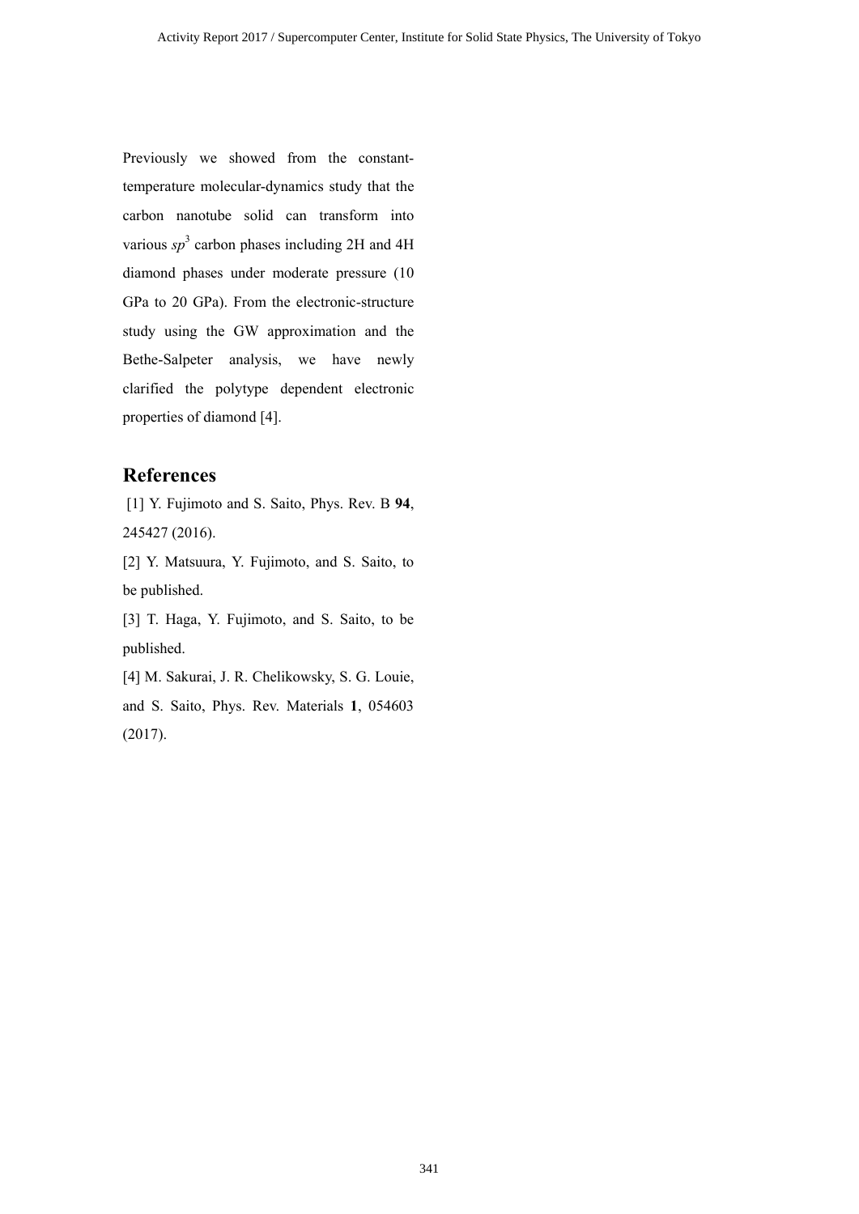Previously we showed from the constant-temperature molecular-dynamics study that the carbon nanotube solid can transform into various $sp^3$ carbon phases including 2H and 4H diamond phases under moderate pressure (10 GPa to 20 GPa). From the electronic-structure study using the GW approximation and the Bethe-Salpeter analysis, we have newly clarified the polytype dependent electronic properties of diamond [4].

## References

[1] Y. Fujimoto and S. Saito, Phys. Rev. B **94**, 245427 (2016).

[2] Y. Matsuura, Y. Fujimoto, and S. Saito, to be published.

[3] T. Haga, Y. Fujimoto, and S. Saito, to be published.

[4] M. Sakurai, J. R. Chelikowsky, S. G. Louie, and S. Saito, Phys. Rev. Materials **1**, 054603 (2017).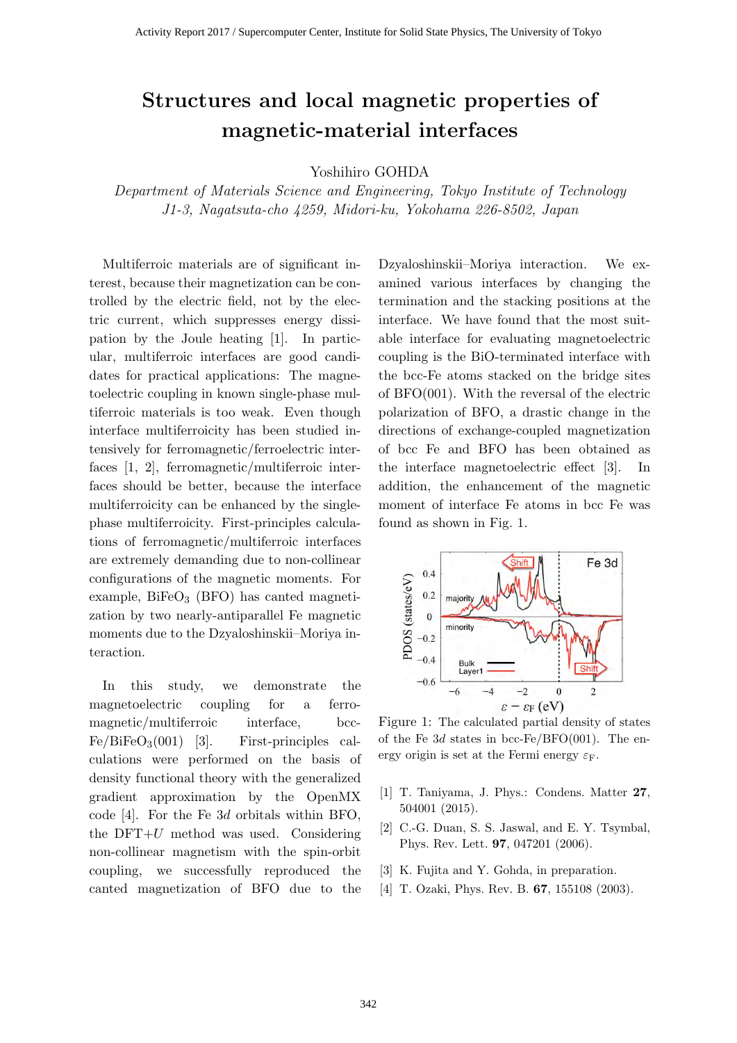# Structures and local magnetic properties of magnetic-material interfaces

Yoshihiro GOHDA

*Department of Materials Science and Engineering, Tokyo Institute of Technology*
*J1-3, Nagatsuta-cho 4259, Midori-ku, Yokohama 226-8502, Japan*

Multiferroic materials are of significant interest, because their magnetization can be controlled by the electric field, not by the electric current, which suppresses energy dissipation by the Joule heating [1]. In particular, multiferroic interfaces are good candidates for practical applications: The magnetoelectric coupling in known single-phase multiferroic materials is too weak. Even though interface multiferroicity has been studied intensively for ferromagnetic/ferroelectric interfaces [1, 2], ferromagnetic/multiferroic interfaces should be better, because the interface multiferroicity can be enhanced by the single-phase multiferroicity. First-principles calculations of ferromagnetic/multiferroic interfaces are extremely demanding due to non-collinear configurations of the magnetic moments. For example, $BiFeO_3$ (BFO) has canted magnetization by two nearly-antiparallel Fe magnetic moments due to the Dzyaloshinskii–Moriya interaction.

In this study, we demonstrate the magnetoelectric coupling for a ferromagnetic/multiferroic interface, bcc-Fe/$BiFeO_3$(001) [3]. First-principles calculations were performed on the basis of density functional theory with the generalized gradient approximation by the OpenMX code [4]. For the Fe $3d$ orbitals within BFO, the DFT+$U$ method was used. Considering non-collinear magnetism with the spin-orbit coupling, we successfully reproduced the canted magnetization of BFO due to the Dzyaloshinskii–Moriya interaction. We examined various interfaces by changing the termination and the stacking positions at the interface. We have found that the most suitable interface for evaluating magnetoelectric coupling is the BiO-terminated interface with the bcc-Fe atoms stacked on the bridge sites of BFO(001). With the reversal of the electric polarization of BFO, a drastic change in the directions of exchange-coupled magnetization of bcc Fe and BFO has been obtained as the interface magnetoelectric effect [3]. In addition, the enhancement of the magnetic moment of interface Fe atoms in bcc Fe was found as shown in Fig. 1.

Fe 3d
Shift
majority
minority
Bulk
Layer1
Shift
PDOS (states/eV)
0.4
0.2
0
−0.2
−0.4
−0.6
−6 −4 −2 0 2
$\varepsilon - \varepsilon_F$ (eV)

Figure 1: The calculated partial density of states of the Fe $3d$ states in bcc-Fe/BFO(001). The energy origin is set at the Fermi energy $\varepsilon_F$.

[1] T. Taniyama, J. Phys.: Condens. Matter **27**, 504001 (2015).

[2] C.-G. Duan, S. S. Jaswal, and E. Y. Tsymbal, Phys. Rev. Lett. **97**, 047201 (2006).

[3] K. Fujita and Y. Gohda, in preparation.

[4] T. Ozaki, Phys. Rev. B. **67**, 155108 (2003).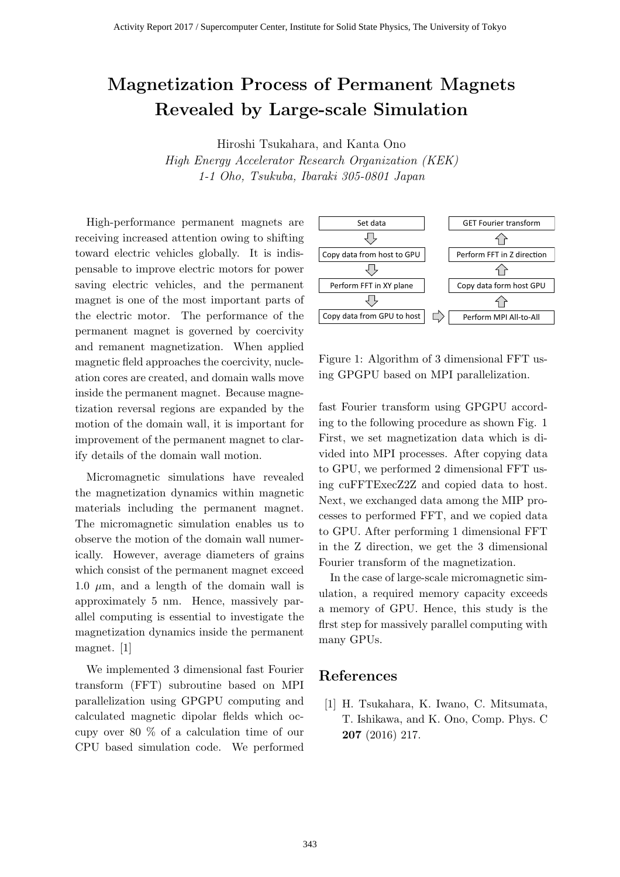# Magnetization Process of Permanent Magnets Revealed by Large-scale Simulation

Hiroshi Tsukahara, and Kanta Ono

*High Energy Accelerator Research Organization (KEK)*
*1-1 Oho, Tsukuba, Ibaraki 305-0801 Japan*

High-performance permanent magnets are receiving increased attention owing to shifting toward electric vehicles globally. It is indispensable to improve electric motors for power saving electric vehicles, and the permanent magnet is one of the most important parts of the electric motor. The performance of the permanent magnet is governed by coercivity and remanent magnetization. When applied magnetic field approaches the coercivity, nucleation cores are created, and domain walls move inside the permanent magnet. Because magnetization reversal regions are expanded by the motion of the domain wall, it is important for improvement of the permanent magnet to clarify details of the domain wall motion.

Micromagnetic simulations have revealed the magnetization dynamics within magnetic materials including the permanent magnet. The micromagnetic simulation enables us to observe the motion of the domain wall numerically. However, average diameters of grains which consist of the permanent magnet exceed 1.0 $\mu$m, and a length of the domain wall is approximately 5 nm. Hence, massively parallel computing is essential to investigate the magnetization dynamics inside the permanent magnet. [1]

We implemented 3 dimensional fast Fourier transform (FFT) subroutine based on MPI parallelization using GPGPU computing and calculated magnetic dipolar fields which occupy over 80 % of a calculation time of our CPU based simulation code. We performed fast Fourier transform using GPGPU according to the following procedure as shown Fig. 1 First, we set magnetization data which is divided into MPI processes. After copying data to GPU, we performed 2 dimensional FFT using cuFFTExecZ2Z and copied data to host. Next, we exchanged data among the MIP processes to performed FFT, and we copied data to GPU. After performing 1 dimensional FFT in the Z direction, we get the 3 dimensional Fourier transform of the magnetization.

Set data
Copy data from host to GPU
Perform FFT in XY plane
Copy data from GPU to host
Perform MPI All-to-All
Copy data form host GPU
Perform FFT in Z direction
GET Fourier transform

Figure 1: Algorithm of 3 dimensional FFT using GPGPU based on MPI parallelization.

In the case of large-scale micromagnetic simulation, a required memory capacity exceeds a memory of GPU. Hence, this study is the first step for massively parallel computing with many GPUs.

## References

[1] H. Tsukahara, K. Iwano, C. Mitsumata, T. Ishikawa, and K. Ono, Comp. Phys. C **207** (2016) 217.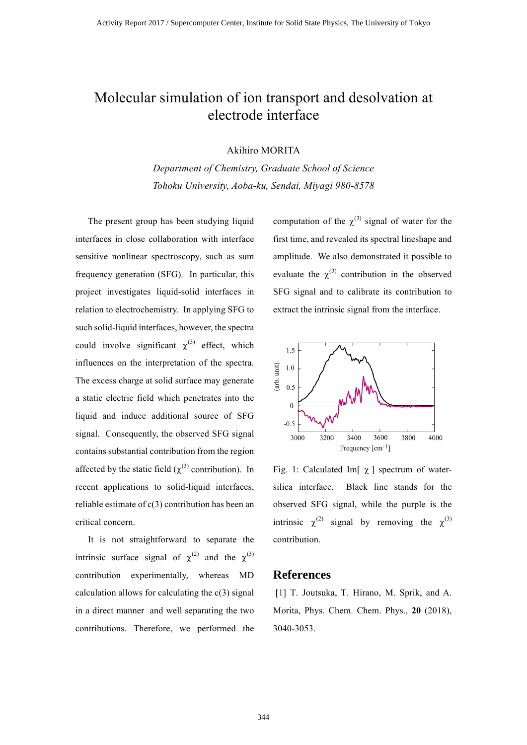# Molecular simulation of ion transport and desolvation at electrode interface

Akihiro MORITA

*Department of Chemistry, Graduate School of Science*
*Tohoku University, Aoba-ku, Sendai, Miyagi 980-8578*

The present group has been studying liquid interfaces in close collaboration with interface sensitive nonlinear spectroscopy, such as sum frequency generation (SFG). In particular, this project investigates liquid-solid interfaces in relation to electrochemistry. In applying SFG to such solid-liquid interfaces, however, the spectra could involve significant $\chi^{(3)}$ effect, which influences on the interpretation of the spectra. The excess charge at solid surface may generate a static electric field which penetrates into the liquid and induce additional source of SFG signal. Consequently, the observed SFG signal contains substantial contribution from the region affected by the static field ($\chi^{(3)}$ contribution). In recent applications to solid-liquid interfaces, reliable estimate of c(3) contribution has been an critical concern.

It is not straightforward to separate the intrinsic surface signal of $\chi^{(2)}$ and the $\chi^{(3)}$ contribution experimentally, whereas MD calculation allows for calculating the c(3) signal in a direct manner and well separating the two contributions. Therefore, we performed the computation of the $\chi^{(3)}$ signal of water for the first time, and revealed its spectral lineshape and amplitude. We also demonstrated it possible to evaluate the $\chi^{(3)}$ contribution in the observed SFG signal and to calibrate its contribution to extract the intrinsic signal from the interface.

(arb. unit)
1.5
1.0
0.5
0
-0.5
3000 3200 3400 3600 3800 4000
Frequency [cm-1]

Fig. 1: Calculated Im[ χ ] spectrum of water-silica interface. Black line stands for the observed SFG signal, while the purple is the intrinsic $\chi^{(2)}$ signal by removing the $\chi^{(3)}$ contribution.

## References

[1] T. Joutsuka, T. Hirano, M. Sprik, and A. Morita, Phys. Chem. Chem. Phys., **20** (2018), 3040-3053.